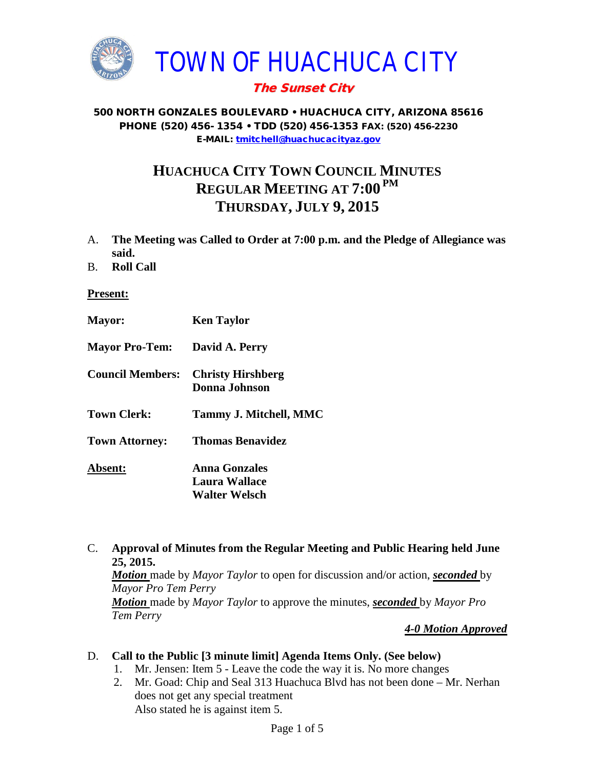# TOWN OF HUACHUCA CITY

***The Sunset City***

**500 NORTH GONZALES BOULEVARD • HUACHUCA CITY, ARIZONA 85616**
**PHONE (520) 456- 1354 • TDD (520) 456-1353 FAX: (520) 456-2230**
**E-MAIL: tmitchell@huachucacityaz.gov**

## HUACHUCA CITY TOWN COUNCIL MINUTES
## REGULAR MEETING AT 7:00 PM
## THURSDAY, JULY 9, 2015

A. **The Meeting was Called to Order at 7:00 p.m. and the Pledge of Allegiance was said.**

B. **Roll Call**

**Present:**

| | |
|---|---|
| **Mayor:** | **Ken Taylor** |
| **Mayor Pro-Tem:** | **David A. Perry** |
| **Council Members:** | **Christy Hirshberg**<br>**Donna Johnson** |
| **Town Clerk:** | **Tammy J. Mitchell, MMC** |
| **Town Attorney:** | **Thomas Benavidez** |
| **Absent:** | **Anna Gonzales**<br>**Laura Wallace**<br>**Walter Welsch** |

C. **Approval of Minutes from the Regular Meeting and Public Hearing held June 25, 2015.**
***Motion*** made by *Mayor Taylor* to open for discussion and/or action, ***seconded*** by *Mayor Pro Tem Perry*
***Motion*** made by *Mayor Taylor* to approve the minutes, ***seconded*** by *Mayor Pro Tem Perry*

***4-0 Motion Approved***

D. **Call to the Public [3 minute limit] Agenda Items Only. (See below)**
   1. Mr. Jensen: Item 5 - Leave the code the way it is. No more changes
   2. Mr. Goad: Chip and Seal 313 Huachuca Blvd has not been done – Mr. Nerhan does not get any special treatment
      Also stated he is against item 5.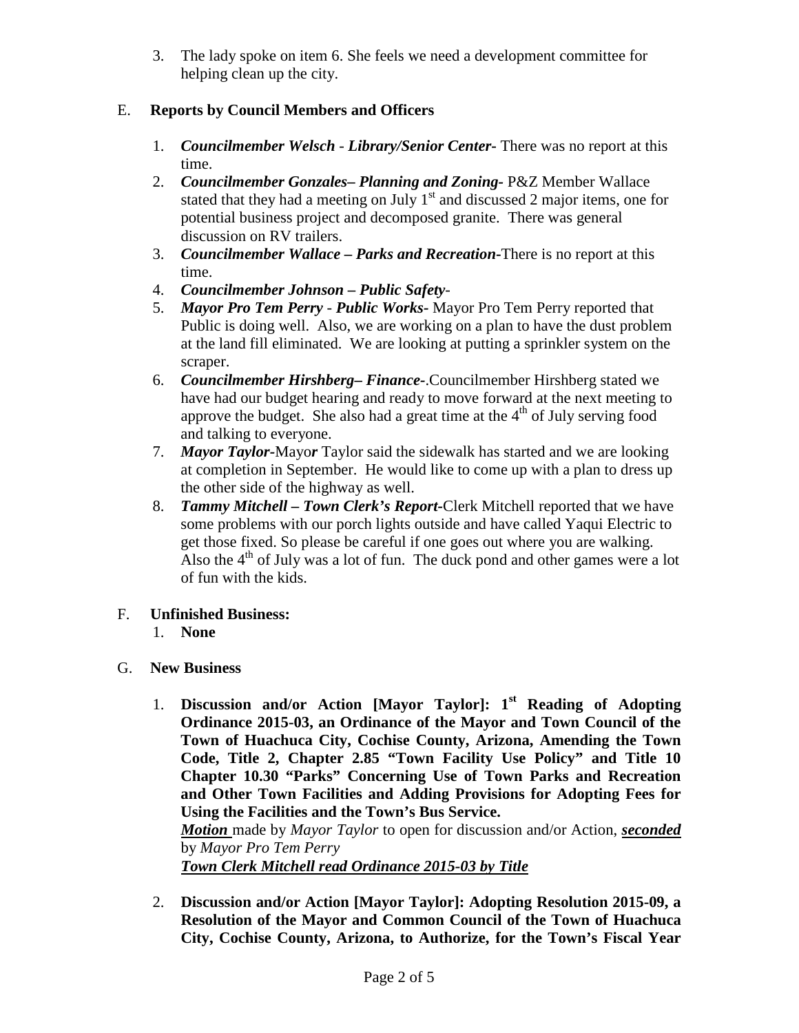3. The lady spoke on item 6. She feels we need a development committee for helping clean up the city.

E. **Reports by Council Members and Officers**

1. ***Councilmember Welsch - Library/Senior Center-*** There was no report at this time.
2. ***Councilmember Gonzales– Planning and Zoning-*** P&Z Member Wallace stated that they had a meeting on July 1st and discussed 2 major items, one for potential business project and decomposed granite. There was general discussion on RV trailers.
3. ***Councilmember Wallace – Parks and Recreation-***There is no report at this time.
4. ***Councilmember Johnson – Public Safety-***
5. ***Mayor Pro Tem Perry - Public Works-*** Mayor Pro Tem Perry reported that Public is doing well. Also, we are working on a plan to have the dust problem at the land fill eliminated. We are looking at putting a sprinkler system on the scraper.
6. ***Councilmember Hirshberg– Finance-***.Councilmember Hirshberg stated we have had our budget hearing and ready to move forward at the next meeting to approve the budget. She also had a great time at the 4th of July serving food and talking to everyone.
7. ***Mayor Taylor-***Mayo***r*** Taylor said the sidewalk has started and we are looking at completion in September. He would like to come up with a plan to dress up the other side of the highway as well.
8. ***Tammy Mitchell – Town Clerk's Report-***Clerk Mitchell reported that we have some problems with our porch lights outside and have called Yaqui Electric to get those fixed. So please be careful if one goes out where you are walking. Also the 4th of July was a lot of fun. The duck pond and other games were a lot of fun with the kids.

F. **Unfinished Business:**

1. **None**

G. **New Business**

1. **Discussion and/or Action [Mayor Taylor]: 1st Reading of Adopting Ordinance 2015-03, an Ordinance of the Mayor and Town Council of the Town of Huachuca City, Cochise County, Arizona, Amending the Town Code, Title 2, Chapter 2.85 "Town Facility Use Policy" and Title 10 Chapter 10.30 "Parks" Concerning Use of Town Parks and Recreation and Other Town Facilities and Adding Provisions for Adopting Fees for Using the Facilities and the Town's Bus Service.**
   ***Motion*** made by *Mayor Taylor* to open for discussion and/or Action, ***seconded*** by *Mayor Pro Tem Perry*
   ***Town Clerk Mitchell read Ordinance 2015-03 by Title***

2. **Discussion and/or Action [Mayor Taylor]: Adopting Resolution 2015-09, a Resolution of the Mayor and Common Council of the Town of Huachuca City, Cochise County, Arizona, to Authorize, for the Town's Fiscal Year**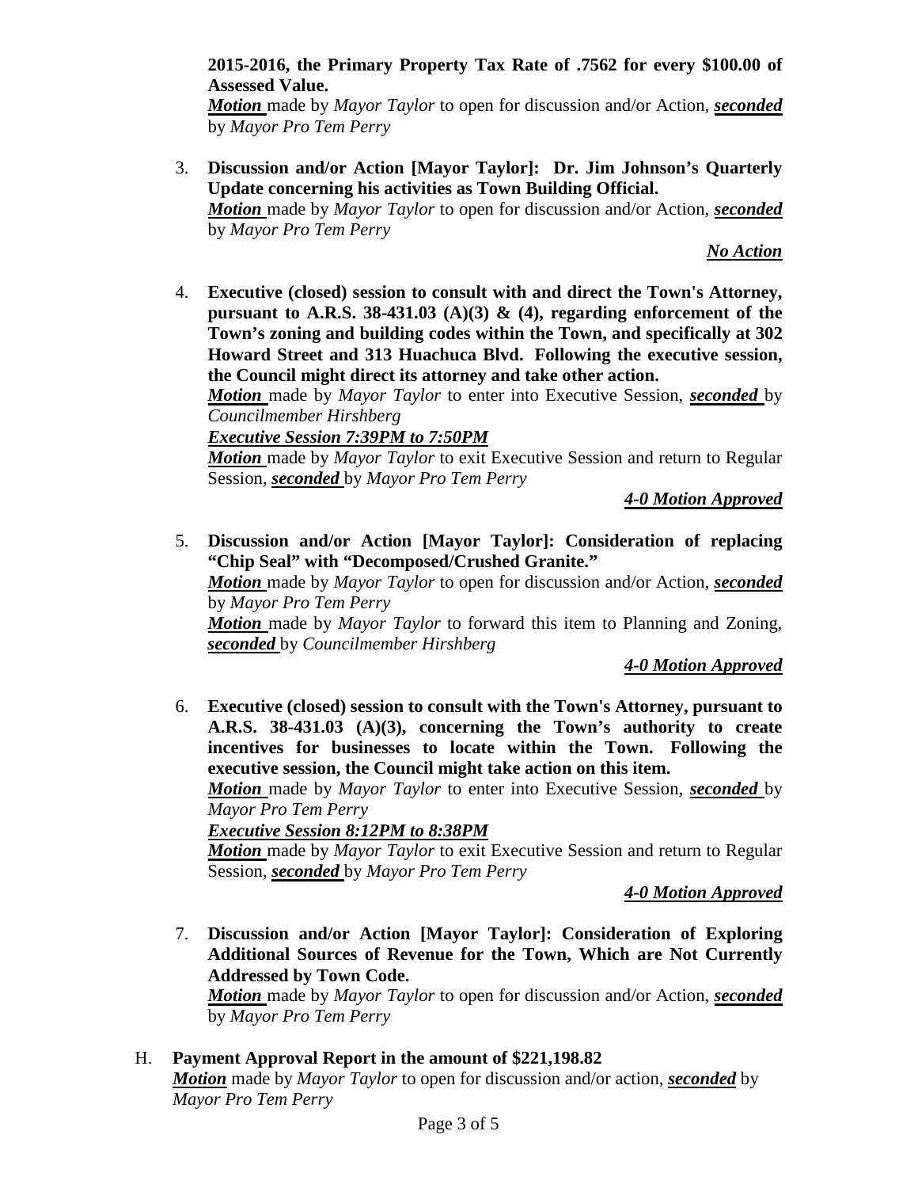**2015-2016, the Primary Property Tax Rate of .7562 for every $100.00 of Assessed Value.**
***Motion*** made by *Mayor Taylor* to open for discussion and/or Action, ***seconded*** by *Mayor Pro Tem Perry*

3. **Discussion and/or Action [Mayor Taylor]: Dr. Jim Johnson's Quarterly Update concerning his activities as Town Building Official.**
   ***Motion*** made by *Mayor Taylor* to open for discussion and/or Action, ***seconded*** by *Mayor Pro Tem Perry*

   ***No Action***

4. **Executive (closed) session to consult with and direct the Town's Attorney, pursuant to A.R.S. 38-431.03 (A)(3) & (4), regarding enforcement of the Town's zoning and building codes within the Town, and specifically at 302 Howard Street and 313 Huachuca Blvd. Following the executive session, the Council might direct its attorney and take other action.**
   ***Motion*** made by *Mayor Taylor* to enter into Executive Session, ***seconded*** by *Councilmember Hirshberg*
   ***Executive Session 7:39PM to 7:50PM***
   ***Motion*** made by *Mayor Taylor* to exit Executive Session and return to Regular Session, ***seconded*** by *Mayor Pro Tem Perry*

   ***4-0 Motion Approved***

5. **Discussion and/or Action [Mayor Taylor]: Consideration of replacing "Chip Seal" with "Decomposed/Crushed Granite."**
   ***Motion*** made by *Mayor Taylor* to open for discussion and/or Action, ***seconded*** by *Mayor Pro Tem Perry*
   ***Motion*** made by *Mayor Taylor* to forward this item to Planning and Zoning, ***seconded*** by *Councilmember Hirshberg*

   ***4-0 Motion Approved***

6. **Executive (closed) session to consult with the Town's Attorney, pursuant to A.R.S. 38-431.03 (A)(3), concerning the Town's authority to create incentives for businesses to locate within the Town. Following the executive session, the Council might take action on this item.**
   ***Motion*** made by *Mayor Taylor* to enter into Executive Session, ***seconded*** by *Mayor Pro Tem Perry*
   ***Executive Session 8:12PM to 8:38PM***
   ***Motion*** made by *Mayor Taylor* to exit Executive Session and return to Regular Session, ***seconded*** by *Mayor Pro Tem Perry*

   ***4-0 Motion Approved***

7. **Discussion and/or Action [Mayor Taylor]: Consideration of Exploring Additional Sources of Revenue for the Town, Which are Not Currently Addressed by Town Code.**
   ***Motion*** made by *Mayor Taylor* to open for discussion and/or Action, ***seconded*** by *Mayor Pro Tem Perry*

H. **Payment Approval Report in the amount of $221,198.82**
   ***Motion*** made by *Mayor Taylor* to open for discussion and/or action, ***seconded*** by *Mayor Pro Tem Perry*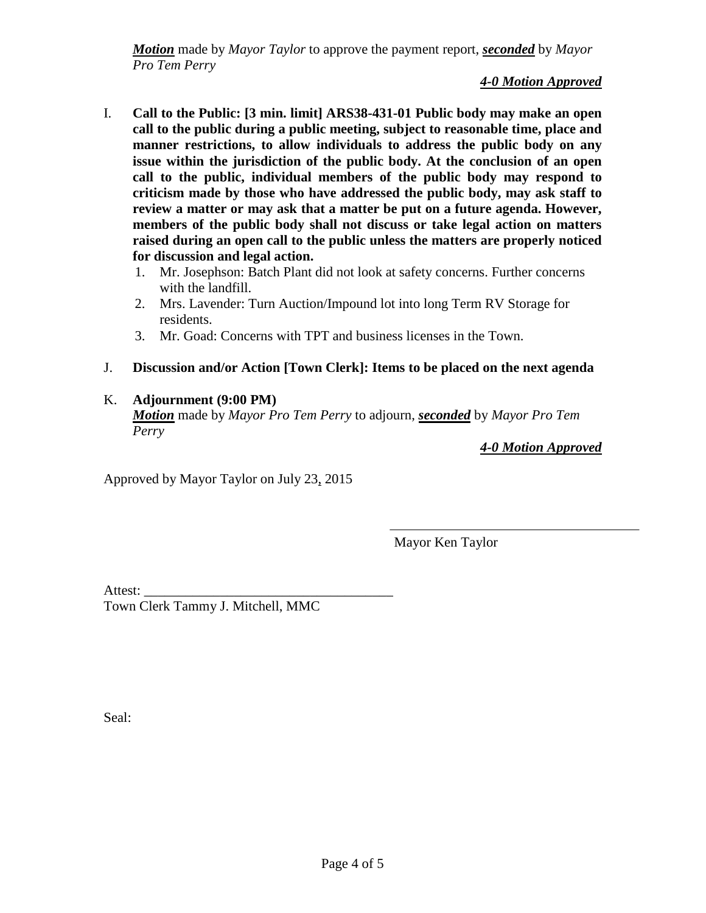***Motion*** made by *Mayor Taylor* to approve the payment report, ***seconded*** by *Mayor Pro Tem Perry*

***4-0 Motion Approved***

I. **Call to the Public: [3 min. limit] ARS38-431-01 Public body may make an open call to the public during a public meeting, subject to reasonable time, place and manner restrictions, to allow individuals to address the public body on any issue within the jurisdiction of the public body. At the conclusion of an open call to the public, individual members of the public body may respond to criticism made by those who have addressed the public body, may ask staff to review a matter or may ask that a matter be put on a future agenda. However, members of the public body shall not discuss or take legal action on matters raised during an open call to the public unless the matters are properly noticed for discussion and legal action.**

   1. Mr. Josephson: Batch Plant did not look at safety concerns. Further concerns with the landfill.
   2. Mrs. Lavender: Turn Auction/Impound lot into long Term RV Storage for residents.
   3. Mr. Goad: Concerns with TPT and business licenses in the Town.

J. **Discussion and/or Action [Town Clerk]: Items to be placed on the next agenda**

K. **Adjournment (9:00 PM)**

   ***Motion*** made by *Mayor Pro Tem Perry* to adjourn, ***seconded*** by *Mayor Pro Tem Perry*

   ***4-0 Motion Approved***

Approved by Mayor Taylor on July 23, 2015

\_\_\_\_\_\_\_\_\_\_\_\_\_\_\_\_\_\_\_\_\_\_\_\_\_\_\_\_\_\_\_\_\_\_\_\_\_\_
Mayor Ken Taylor

Attest: \_\_\_\_\_\_\_\_\_\_\_\_\_\_\_\_\_\_\_\_\_\_\_\_\_\_\_\_\_\_\_\_\_\_\_\_
Town Clerk Tammy J. Mitchell, MMC

Seal: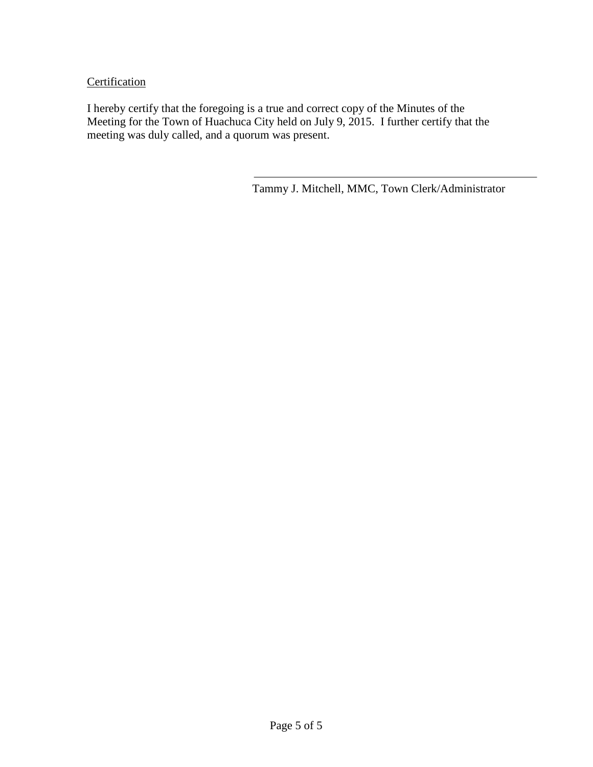Certification

I hereby certify that the foregoing is a true and correct copy of the Minutes of the Meeting for the Town of Huachuca City held on July 9, 2015. I further certify that the meeting was duly called, and a quorum was present.

\_\_\_\_\_\_\_\_\_\_\_\_\_\_\_\_\_\_\_\_\_\_\_\_\_\_\_\_\_\_\_\_\_\_\_\_\_\_\_\_\_\_\_\_\_\_\_\_

Tammy J. Mitchell, MMC, Town Clerk/Administrator